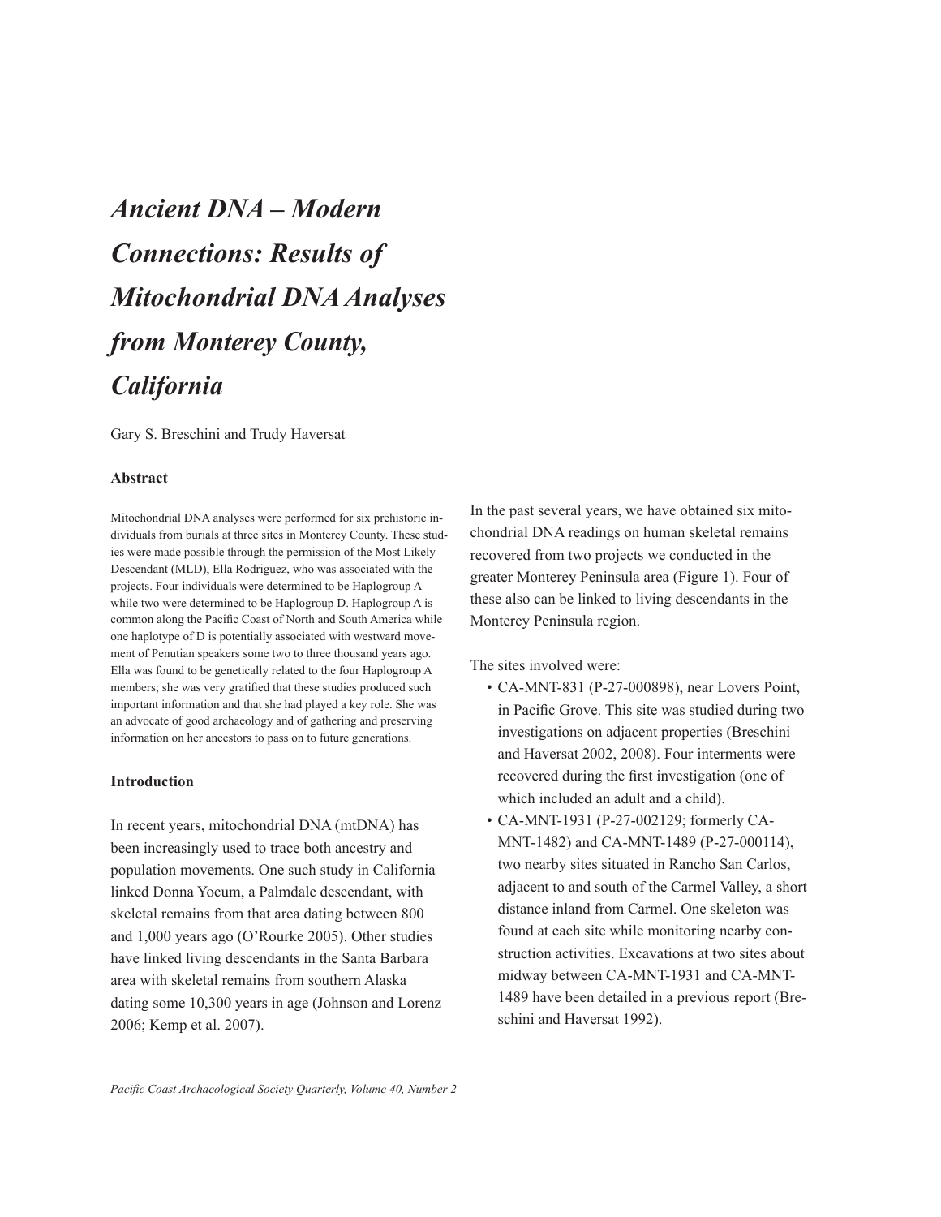# *Ancient DNA – Modern Connections: Results of Mitochondrial DNA Analyses from Monterey County, California*

Gary S. Breschini and Trudy Haversat

### Abstract

Mitochondrial DNA analyses were performed for six prehistoric individuals from burials at three sites in Monterey County. These studies were made possible through the permission of the Most Likely Descendant (MLD), Ella Rodriguez, who was associated with the projects. Four individuals were determined to be Haplogroup A while two were determined to be Haplogroup D. Haplogroup A is common along the Pacific Coast of North and South America while one haplotype of D is potentially associated with westward movement of Penutian speakers some two to three thousand years ago. Ella was found to be genetically related to the four Haplogroup A members; she was very gratified that these studies produced such important information and that she had played a key role. She was an advocate of good archaeology and of gathering and preserving information on her ancestors to pass on to future generations.

### Introduction

In recent years, mitochondrial DNA (mtDNA) has been increasingly used to trace both ancestry and population movements. One such study in California linked Donna Yocum, a Palmdale descendant, with skeletal remains from that area dating between 800 and 1,000 years ago (O'Rourke 2005). Other studies have linked living descendants in the Santa Barbara area with skeletal remains from southern Alaska dating some 10,300 years in age (Johnson and Lorenz 2006; Kemp et al. 2007).

In the past several years, we have obtained six mitochondrial DNA readings on human skeletal remains recovered from two projects we conducted in the greater Monterey Peninsula area (Figure 1). Four of these also can be linked to living descendants in the Monterey Peninsula region.

The sites involved were:

- CA-MNT-831 (P-27-000898), near Lovers Point, in Pacific Grove. This site was studied during two investigations on adjacent properties (Breschini and Haversat 2002, 2008). Four interments were recovered during the first investigation (one of which included an adult and a child).
- CA-MNT-1931 (P-27-002129; formerly CA-MNT-1482) and CA-MNT-1489 (P-27-000114), two nearby sites situated in Rancho San Carlos, adjacent to and south of the Carmel Valley, a short distance inland from Carmel. One skeleton was found at each site while monitoring nearby construction activities. Excavations at two sites about midway between CA-MNT-1931 and CA-MNT-1489 have been detailed in a previous report (Breschini and Haversat 1992).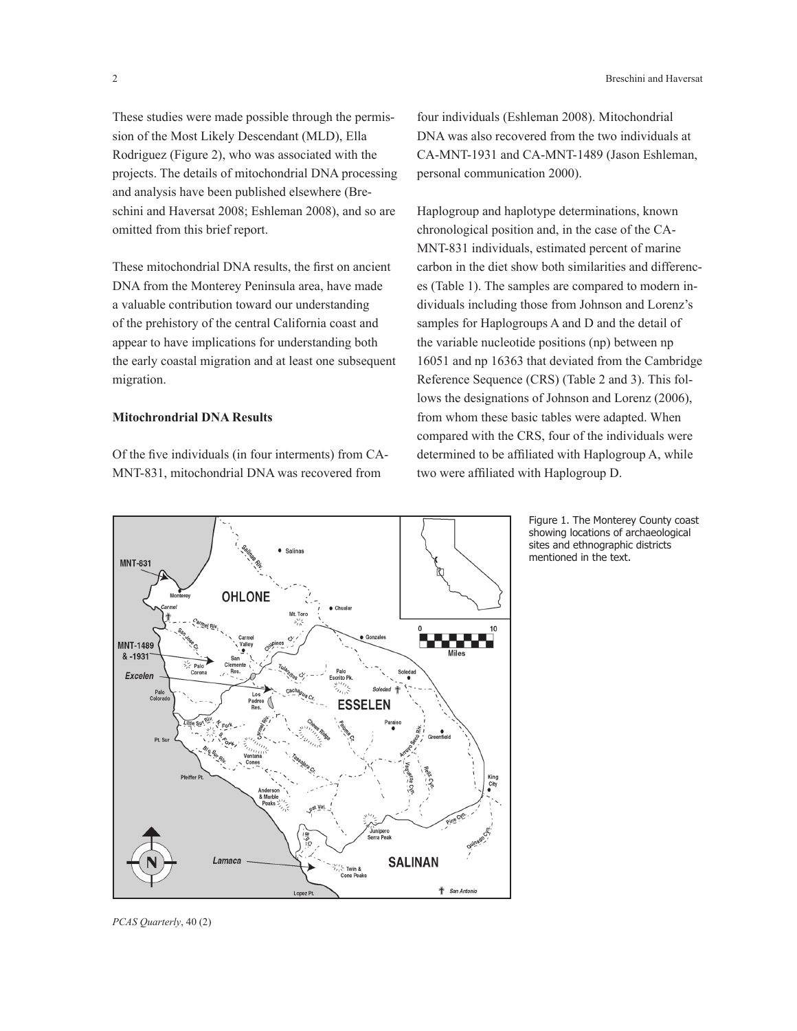These studies were made possible through the permission of the Most Likely Descendant (MLD), Ella Rodriguez (Figure 2), who was associated with the projects. The details of mitochondrial DNA processing and analysis have been published elsewhere (Breschini and Haversat 2008; Eshleman 2008), and so are omitted from this brief report.

These mitochondrial DNA results, the first on ancient DNA from the Monterey Peninsula area, have made a valuable contribution toward our understanding of the prehistory of the central California coast and appear to have implications for understanding both the early coastal migration and at least one subsequent migration.

**Mitochrondrial DNA Results**

Of the five individuals (in four interments) from CA-MNT-831, mitochondrial DNA was recovered from four individuals (Eshleman 2008). Mitochondrial DNA was also recovered from the two individuals at CA-MNT-1931 and CA-MNT-1489 (Jason Eshleman, personal communication 2000).

Haplogroup and haplotype determinations, known chronological position and, in the case of the CA-MNT-831 individuals, estimated percent of marine carbon in the diet show both similarities and differences (Table 1). The samples are compared to modern individuals including those from Johnson and Lorenz's samples for Haplogroups A and D and the detail of the variable nucleotide positions (np) between np 16051 and np 16363 that deviated from the Cambridge Reference Sequence (CRS) (Table 2 and 3). This follows the designations of Johnson and Lorenz (2006), from whom these basic tables were adapted. When compared with the CRS, four of the individuals were determined to be affiliated with Haplogroup A, while two were affiliated with Haplogroup D.

Figure 1. The Monterey County coast showing locations of archaeological sites and ethnographic districts mentioned in the text.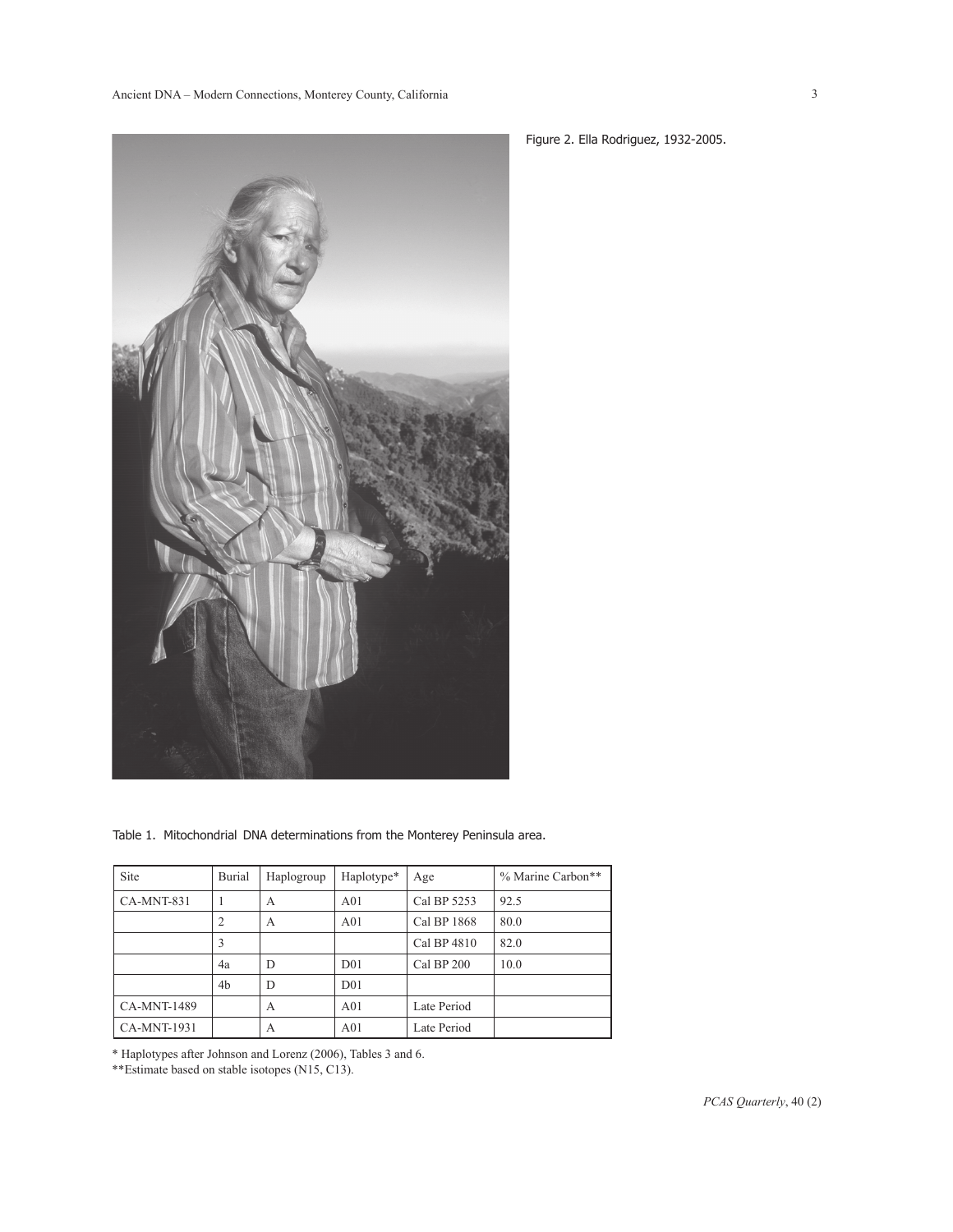Figure 2. Ella Rodriguez, 1932-2005.

Table 1. Mitochondrial DNA determinations from the Monterey Peninsula area.

| Site | Burial | Haplogroup | Haplotype* | Age | % Marine Carbon** |
|---|---|---|---|---|---|
| CA-MNT-831 | 1 | A | A01 | Cal BP 5253 | 92.5 |
| | 2 | A | A01 | Cal BP 1868 | 80.0 |
| | 3 | | | Cal BP 4810 | 82.0 |
| | 4a | D | D01 | Cal BP 200 | 10.0 |
| | 4b | D | D01 | | |
| CA-MNT-1489 | | A | A01 | Late Period | |
| CA-MNT-1931 | | A | A01 | Late Period | |

\* Haplotypes after Johnson and Lorenz (2006), Tables 3 and 6.

**Estimate based on stable isotopes (N15, C13).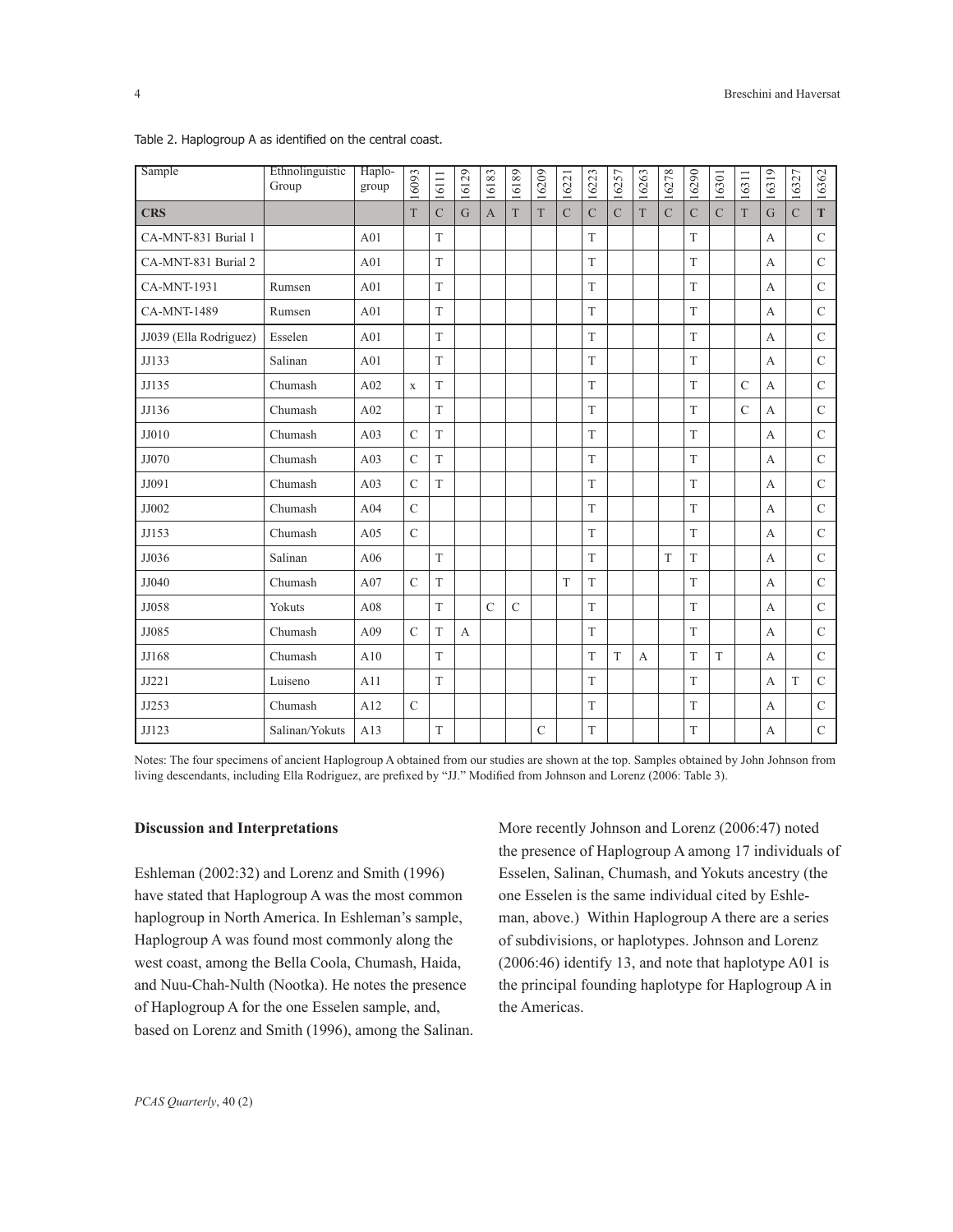Table 2. Haplogroup A as identified on the central coast.

| Sample | Ethnolinguistic Group | Haplo-group | 16093 | 16111 | 16129 | 16183 | 16189 | 16209 | 16221 | 16223 | 16257 | 16263 | 16278 | 16290 | 16301 | 16311 | 16319 | 16327 | 16362 |
|---|---|---|---|---|---|---|---|---|---|---|---|---|---|---|---|---|---|---|---|
| **CRS** | | | T | C | G | A | T | T | C | C | C | T | C | C | C | T | G | C | **T** |
| CA-MNT-831 Burial 1 | | A01 | | T | | | | | | T | | | | T | | | A | | C |
| CA-MNT-831 Burial 2 | | A01 | | T | | | | | | T | | | | T | | | A | | C |
| CA-MNT-1931 | Rumsen | A01 | | T | | | | | | T | | | | T | | | A | | C |
| CA-MNT-1489 | Rumsen | A01 | | T | | | | | | T | | | | T | | | A | | C |
| JJ039 (Ella Rodriguez) | Esselen | A01 | | T | | | | | | T | | | | T | | | A | | C |
| JJ133 | Salinan | A01 | | T | | | | | | T | | | | T | | | A | | C |
| JJ135 | Chumash | A02 | x | T | | | | | | T | | | | T | | C | A | | C |
| JJ136 | Chumash | A02 | | T | | | | | | T | | | | T | | C | A | | C |
| JJ010 | Chumash | A03 | C | T | | | | | | T | | | | T | | | A | | C |
| JJ070 | Chumash | A03 | C | T | | | | | | T | | | | T | | | A | | C |
| JJ091 | Chumash | A03 | C | T | | | | | | T | | | | T | | | A | | C |
| JJ002 | Chumash | A04 | C | | | | | | | T | | | | T | | | A | | C |
| JJ153 | Chumash | A05 | C | | | | | | | T | | | | T | | | A | | C |
| JJ036 | Salinan | A06 | | T | | | | | | T | | | T | T | | | A | | C |
| JJ040 | Chumash | A07 | C | T | | | | | T | T | | | | T | | | A | | C |
| JJ058 | Yokuts | A08 | | T | | C | C | | | T | | | | T | | | A | | C |
| JJ085 | Chumash | A09 | C | T | A | | | | | T | | | | T | | | A | | C |
| JJ168 | Chumash | A10 | | T | | | | | | T | T | A | | T | T | | A | | C |
| JJ221 | Luiseno | A11 | | T | | | | | | T | | | | T | | | A | T | C |
| JJ253 | Chumash | A12 | C | | | | | | | T | | | | T | | | A | | C |
| JJ123 | Salinan/Yokuts | A13 | | T | | | | C | | T | | | | T | | | A | | C |

Notes: The four specimens of ancient Haplogroup A obtained from our studies are shown at the top. Samples obtained by John Johnson from living descendants, including Ella Rodriguez, are prefixed by "JJ." Modified from Johnson and Lorenz (2006: Table 3).

### Discussion and Interpretations

Eshleman (2002:32) and Lorenz and Smith (1996) have stated that Haplogroup A was the most common haplogroup in North America. In Eshleman's sample, Haplogroup A was found most commonly along the west coast, among the Bella Coola, Chumash, Haida, and Nuu-Chah-Nulth (Nootka). He notes the presence of Haplogroup A for the one Esselen sample, and, based on Lorenz and Smith (1996), among the Salinan. More recently Johnson and Lorenz (2006:47) noted the presence of Haplogroup A among 17 individuals of Esselen, Salinan, Chumash, and Yokuts ancestry (the one Esselen is the same individual cited by Eshleman, above.) Within Haplogroup A there are a series of subdivisions, or haplotypes. Johnson and Lorenz (2006:46) identify 13, and note that haplotype A01 is the principal founding haplotype for Haplogroup A in the Americas.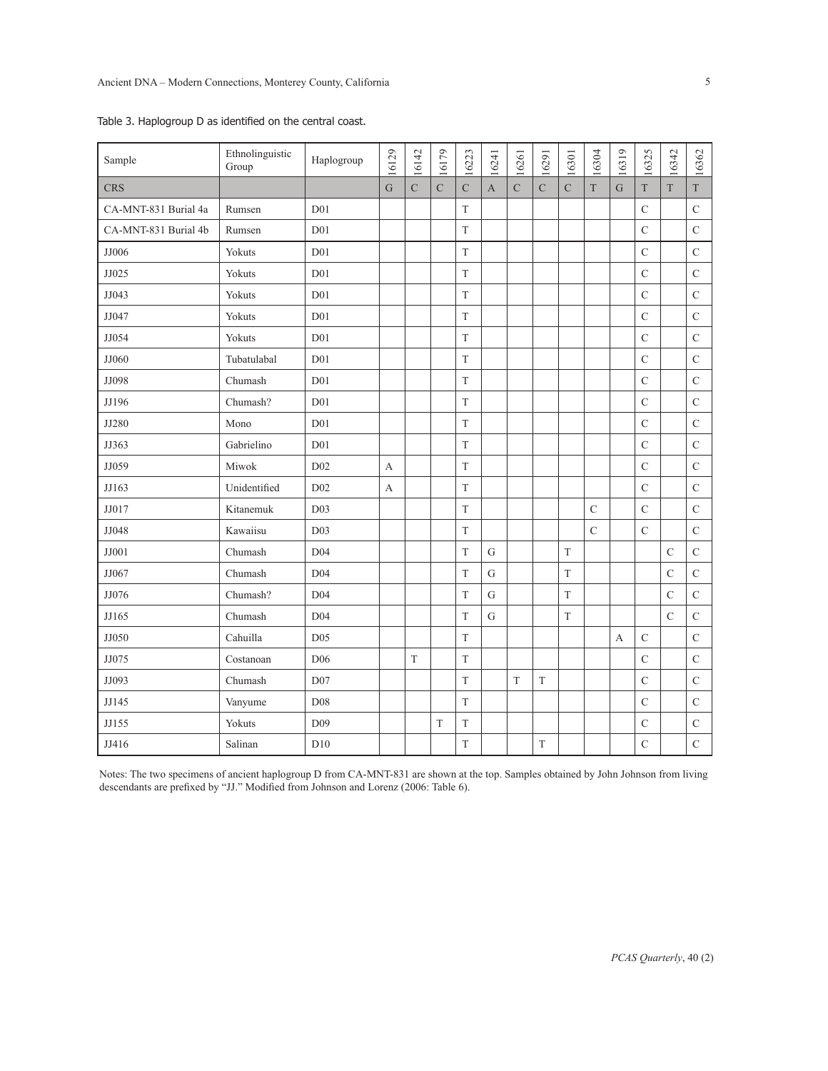Table 3. Haplogroup D as identified on the central coast.

| Sample | Ethnolinguistic Group | Haplogroup | 16129 | 16142 | 16179 | 16223 | 16241 | 16261 | 16291 | 16301 | 16304 | 16319 | 16325 | 16342 | 16362 |
|---|---|---|---|---|---|---|---|---|---|---|---|---|---|---|---|
| CRS | | | G | C | C | C | A | C | C | C | T | G | T | T | T |
| CA-MNT-831 Burial 4a | Rumsen | D01 | | | | T | | | | | | | C | | C |
| CA-MNT-831 Burial 4b | Rumsen | D01 | | | | T | | | | | | | C | | C |
| JJ006 | Yokuts | D01 | | | | T | | | | | | | C | | C |
| JJ025 | Yokuts | D01 | | | | T | | | | | | | C | | C |
| JJ043 | Yokuts | D01 | | | | T | | | | | | | C | | C |
| JJ047 | Yokuts | D01 | | | | T | | | | | | | C | | C |
| JJ054 | Yokuts | D01 | | | | T | | | | | | | C | | C |
| JJ060 | Tubatulabal | D01 | | | | T | | | | | | | C | | C |
| JJ098 | Chumash | D01 | | | | T | | | | | | | C | | C |
| JJ196 | Chumash? | D01 | | | | T | | | | | | | C | | C |
| JJ280 | Mono | D01 | | | | T | | | | | | | C | | C |
| JJ363 | Gabrielino | D01 | | | | T | | | | | | | C | | C |
| JJ059 | Miwok | D02 | A | | | T | | | | | | | C | | C |
| JJ163 | Unidentified | D02 | A | | | T | | | | | | | C | | C |
| JJ017 | Kitanemuk | D03 | | | | T | | | | | C | | C | | C |
| JJ048 | Kawaiisu | D03 | | | | T | | | | | C | | C | | C |
| JJ001 | Chumash | D04 | | | | T | G | | | T | | | | C | C |
| JJ067 | Chumash | D04 | | | | T | G | | | T | | | | C | C |
| JJ076 | Chumash? | D04 | | | | T | G | | | T | | | | C | C |
| JJ165 | Chumash | D04 | | | | T | G | | | T | | | | C | C |
| JJ050 | Cahuilla | D05 | | | | T | | | | | | A | C | | C |
| JJ075 | Costanoan | D06 | | T | | T | | | | | | | C | | C |
| JJ093 | Chumash | D07 | | | | T | | T | T | | | | C | | C |
| JJ145 | Vanyume | D08 | | | | T | | | | | | | C | | C |
| JJ155 | Yokuts | D09 | | | T | T | | | | | | | C | | C |
| JJ416 | Salinan | D10 | | | | T | | | T | | | | C | | C |

Notes: The two specimens of ancient haplogroup D from CA-MNT-831 are shown at the top. Samples obtained by John Johnson from living descendants are prefixed by "JJ." Modified from Johnson and Lorenz (2006: Table 6).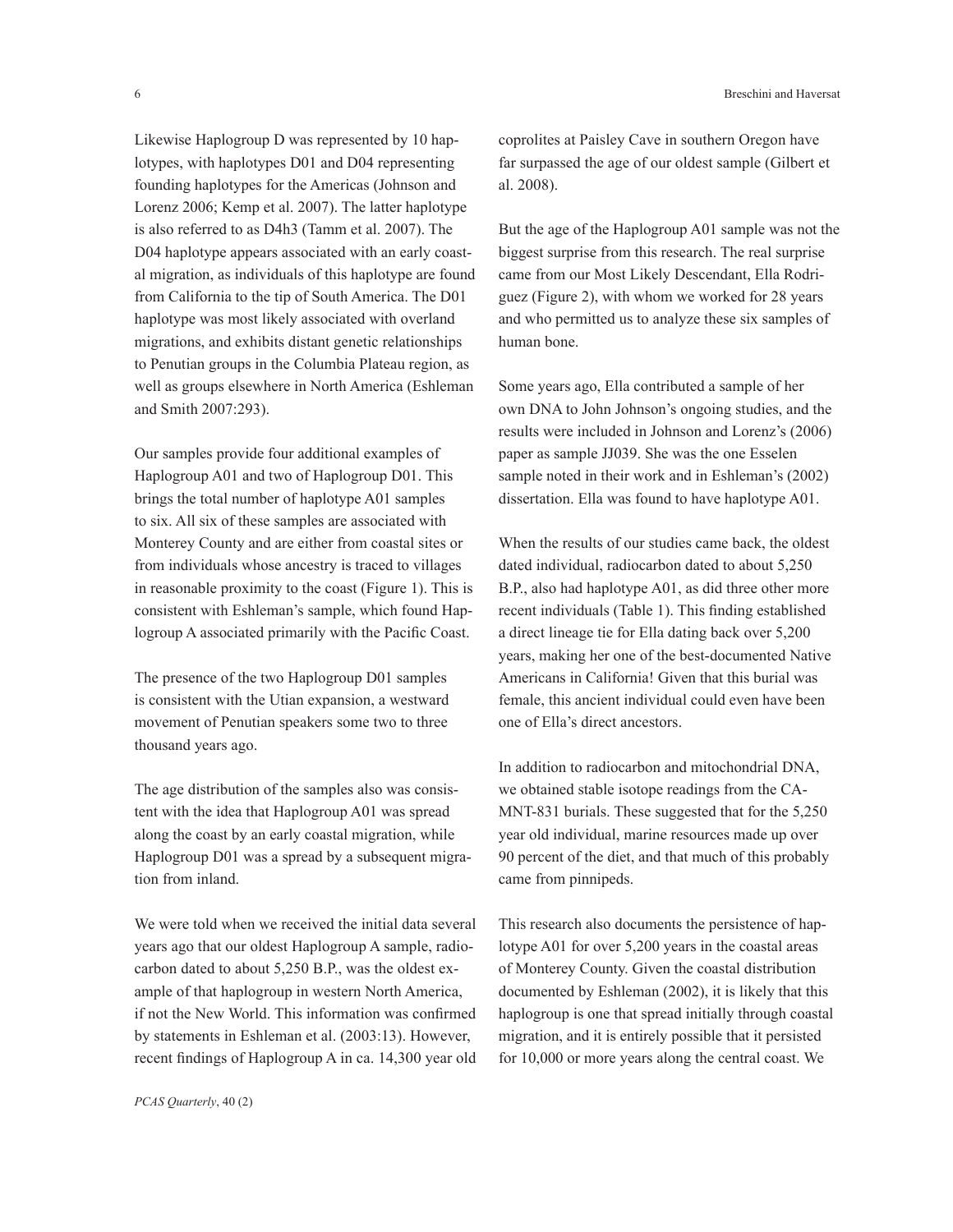Likewise Haplogroup D was represented by 10 haplotypes, with haplotypes D01 and D04 representing founding haplotypes for the Americas (Johnson and Lorenz 2006; Kemp et al. 2007). The latter haplotype is also referred to as D4h3 (Tamm et al. 2007). The D04 haplotype appears associated with an early coastal migration, as individuals of this haplotype are found from California to the tip of South America. The D01 haplotype was most likely associated with overland migrations, and exhibits distant genetic relationships to Penutian groups in the Columbia Plateau region, as well as groups elsewhere in North America (Eshleman and Smith 2007:293).

Our samples provide four additional examples of Haplogroup A01 and two of Haplogroup D01. This brings the total number of haplotype A01 samples to six. All six of these samples are associated with Monterey County and are either from coastal sites or from individuals whose ancestry is traced to villages in reasonable proximity to the coast (Figure 1). This is consistent with Eshleman's sample, which found Haplogroup A associated primarily with the Pacific Coast.

The presence of the two Haplogroup D01 samples is consistent with the Utian expansion, a westward movement of Penutian speakers some two to three thousand years ago.

The age distribution of the samples also was consistent with the idea that Haplogroup A01 was spread along the coast by an early coastal migration, while Haplogroup D01 was a spread by a subsequent migration from inland.

We were told when we received the initial data several years ago that our oldest Haplogroup A sample, radiocarbon dated to about 5,250 B.P., was the oldest example of that haplogroup in western North America, if not the New World. This information was confirmed by statements in Eshleman et al. (2003:13). However, recent findings of Haplogroup A in ca. 14,300 year old coprolites at Paisley Cave in southern Oregon have far surpassed the age of our oldest sample (Gilbert et al. 2008).

But the age of the Haplogroup A01 sample was not the biggest surprise from this research. The real surprise came from our Most Likely Descendant, Ella Rodriguez (Figure 2), with whom we worked for 28 years and who permitted us to analyze these six samples of human bone.

Some years ago, Ella contributed a sample of her own DNA to John Johnson's ongoing studies, and the results were included in Johnson and Lorenz's (2006) paper as sample JJ039. She was the one Esselen sample noted in their work and in Eshleman's (2002) dissertation. Ella was found to have haplotype A01.

When the results of our studies came back, the oldest dated individual, radiocarbon dated to about 5,250 B.P., also had haplotype A01, as did three other more recent individuals (Table 1). This finding established a direct lineage tie for Ella dating back over 5,200 years, making her one of the best-documented Native Americans in California! Given that this burial was female, this ancient individual could even have been one of Ella's direct ancestors.

In addition to radiocarbon and mitochondrial DNA, we obtained stable isotope readings from the CA-MNT-831 burials. These suggested that for the 5,250 year old individual, marine resources made up over 90 percent of the diet, and that much of this probably came from pinnipeds.

This research also documents the persistence of haplotype A01 for over 5,200 years in the coastal areas of Monterey County. Given the coastal distribution documented by Eshleman (2002), it is likely that this haplogroup is one that spread initially through coastal migration, and it is entirely possible that it persisted for 10,000 or more years along the central coast. We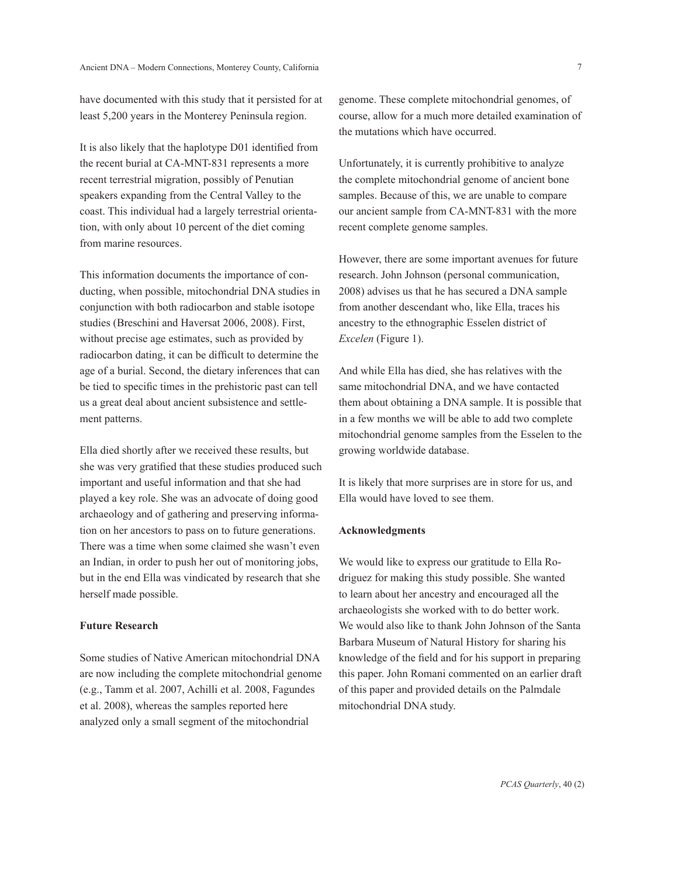have documented with this study that it persisted for at least 5,200 years in the Monterey Peninsula region.

It is also likely that the haplotype D01 identified from the recent burial at CA-MNT-831 represents a more recent terrestrial migration, possibly of Penutian speakers expanding from the Central Valley to the coast. This individual had a largely terrestrial orientation, with only about 10 percent of the diet coming from marine resources.

This information documents the importance of conducting, when possible, mitochondrial DNA studies in conjunction with both radiocarbon and stable isotope studies (Breschini and Haversat 2006, 2008). First, without precise age estimates, such as provided by radiocarbon dating, it can be difficult to determine the age of a burial. Second, the dietary inferences that can be tied to specific times in the prehistoric past can tell us a great deal about ancient subsistence and settlement patterns.

Ella died shortly after we received these results, but she was very gratified that these studies produced such important and useful information and that she had played a key role. She was an advocate of doing good archaeology and of gathering and preserving information on her ancestors to pass on to future generations. There was a time when some claimed she wasn't even an Indian, in order to push her out of monitoring jobs, but in the end Ella was vindicated by research that she herself made possible.

**Future Research**

Some studies of Native American mitochondrial DNA are now including the complete mitochondrial genome (e.g., Tamm et al. 2007, Achilli et al. 2008, Fagundes et al. 2008), whereas the samples reported here analyzed only a small segment of the mitochondrial genome. These complete mitochondrial genomes, of course, allow for a much more detailed examination of the mutations which have occurred.

Unfortunately, it is currently prohibitive to analyze the complete mitochondrial genome of ancient bone samples. Because of this, we are unable to compare our ancient sample from CA-MNT-831 with the more recent complete genome samples.

However, there are some important avenues for future research. John Johnson (personal communication, 2008) advises us that he has secured a DNA sample from another descendant who, like Ella, traces his ancestry to the ethnographic Esselen district of *Excelen* (Figure 1).

And while Ella has died, she has relatives with the same mitochondrial DNA, and we have contacted them about obtaining a DNA sample. It is possible that in a few months we will be able to add two complete mitochondrial genome samples from the Esselen to the growing worldwide database.

It is likely that more surprises are in store for us, and Ella would have loved to see them.

**Acknowledgments**

We would like to express our gratitude to Ella Rodriguez for making this study possible. She wanted to learn about her ancestry and encouraged all the archaeologists she worked with to do better work. We would also like to thank John Johnson of the Santa Barbara Museum of Natural History for sharing his knowledge of the field and for his support in preparing this paper. John Romani commented on an earlier draft of this paper and provided details on the Palmdale mitochondrial DNA study.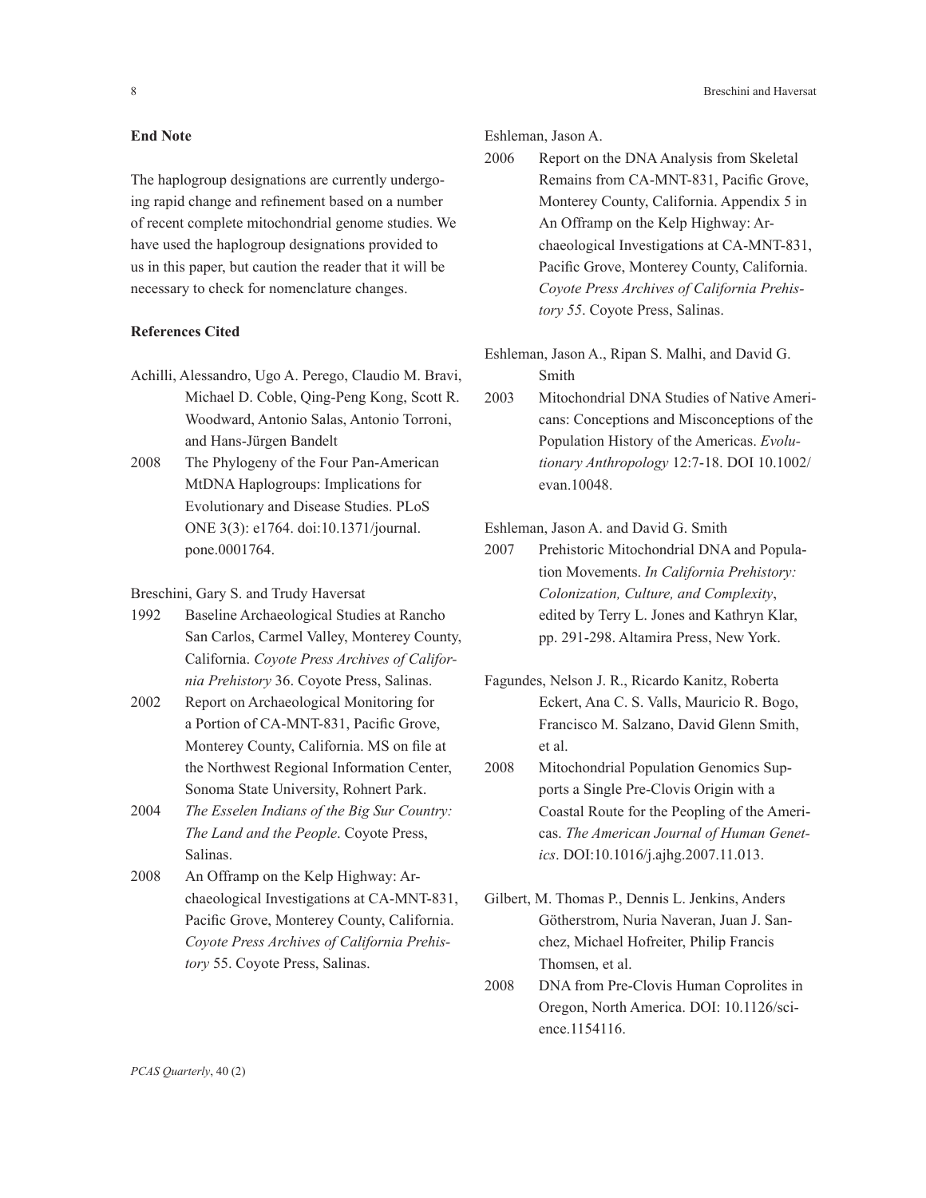### End Note

The haplogroup designations are currently undergoing rapid change and refinement based on a number of recent complete mitochondrial genome studies. We have used the haplogroup designations provided to us in this paper, but caution the reader that it will be necessary to check for nomenclature changes.

### References Cited

Achilli, Alessandro, Ugo A. Perego, Claudio M. Bravi, Michael D. Coble, Qing-Peng Kong, Scott R. Woodward, Antonio Salas, Antonio Torroni, and Hans-Jürgen Bandelt

2008 The Phylogeny of the Four Pan-American MtDNA Haplogroups: Implications for Evolutionary and Disease Studies. PLoS ONE 3(3): e1764. doi:10.1371/journal.pone.0001764.

Breschini, Gary S. and Trudy Haversat

1992 Baseline Archaeological Studies at Rancho San Carlos, Carmel Valley, Monterey County, California. *Coyote Press Archives of California Prehistory* 36. Coyote Press, Salinas.

2002 Report on Archaeological Monitoring for a Portion of CA-MNT-831, Pacific Grove, Monterey County, California. MS on file at the Northwest Regional Information Center, Sonoma State University, Rohnert Park.

2004 *The Esselen Indians of the Big Sur Country: The Land and the People*. Coyote Press, Salinas.

2008 An Offramp on the Kelp Highway: Archaeological Investigations at CA-MNT-831, Pacific Grove, Monterey County, California. *Coyote Press Archives of California Prehistory* 55. Coyote Press, Salinas.

Eshleman, Jason A.

2006 Report on the DNA Analysis from Skeletal Remains from CA-MNT-831, Pacific Grove, Monterey County, California. Appendix 5 in An Offramp on the Kelp Highway: Archaeological Investigations at CA-MNT-831, Pacific Grove, Monterey County, California. *Coyote Press Archives of California Prehistory 55*. Coyote Press, Salinas.

Eshleman, Jason A., Ripan S. Malhi, and David G. Smith

2003 Mitochondrial DNA Studies of Native Americans: Conceptions and Misconceptions of the Population History of the Americas. *Evolutionary Anthropology* 12:7-18. DOI 10.1002/evan.10048.

Eshleman, Jason A. and David G. Smith

2007 Prehistoric Mitochondrial DNA and Population Movements. *In California Prehistory: Colonization, Culture, and Complexity*, edited by Terry L. Jones and Kathryn Klar, pp. 291-298. Altamira Press, New York.

Fagundes, Nelson J. R., Ricardo Kanitz, Roberta Eckert, Ana C. S. Valls, Mauricio R. Bogo, Francisco M. Salzano, David Glenn Smith, et al.

2008 Mitochondrial Population Genomics Supports a Single Pre-Clovis Origin with a Coastal Route for the Peopling of the Americas. *The American Journal of Human Genetics*. DOI:10.1016/j.ajhg.2007.11.013.

Gilbert, M. Thomas P., Dennis L. Jenkins, Anders Götherstrom, Nuria Naveran, Juan J. Sanchez, Michael Hofreiter, Philip Francis Thomsen, et al.

2008 DNA from Pre-Clovis Human Coprolites in Oregon, North America. DOI: 10.1126/science.1154116.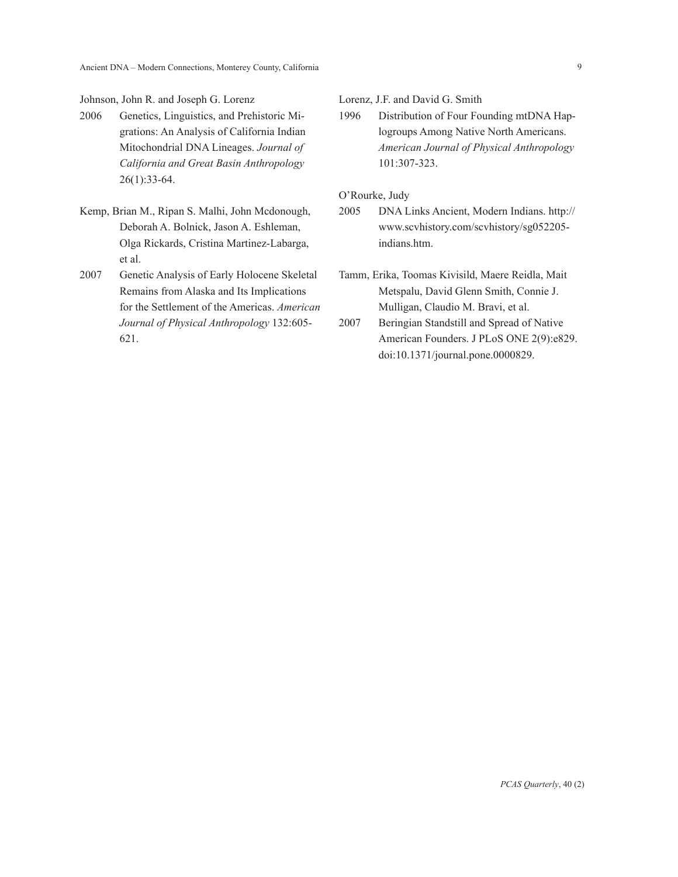Johnson, John R. and Joseph G. Lorenz

2006 Genetics, Linguistics, and Prehistoric Migrations: An Analysis of California Indian Mitochondrial DNA Lineages. *Journal of California and Great Basin Anthropology* 26(1):33-64.

Kemp, Brian M., Ripan S. Malhi, John Mcdonough, Deborah A. Bolnick, Jason A. Eshleman, Olga Rickards, Cristina Martinez-Labarga, et al.

2007 Genetic Analysis of Early Holocene Skeletal Remains from Alaska and Its Implications for the Settlement of the Americas. *American Journal of Physical Anthropology* 132:605-621.

Lorenz, J.F. and David G. Smith

1996 Distribution of Four Founding mtDNA Haplogroups Among Native North Americans. *American Journal of Physical Anthropology* 101:307-323.

O'Rourke, Judy

2005 DNA Links Ancient, Modern Indians. http://www.scvhistory.com/scvhistory/sg052205-indians.htm.

Tamm, Erika, Toomas Kivisild, Maere Reidla, Mait Metspalu, David Glenn Smith, Connie J. Mulligan, Claudio M. Bravi, et al.

2007 Beringian Standstill and Spread of Native American Founders. J PLoS ONE 2(9):e829. doi:10.1371/journal.pone.0000829.